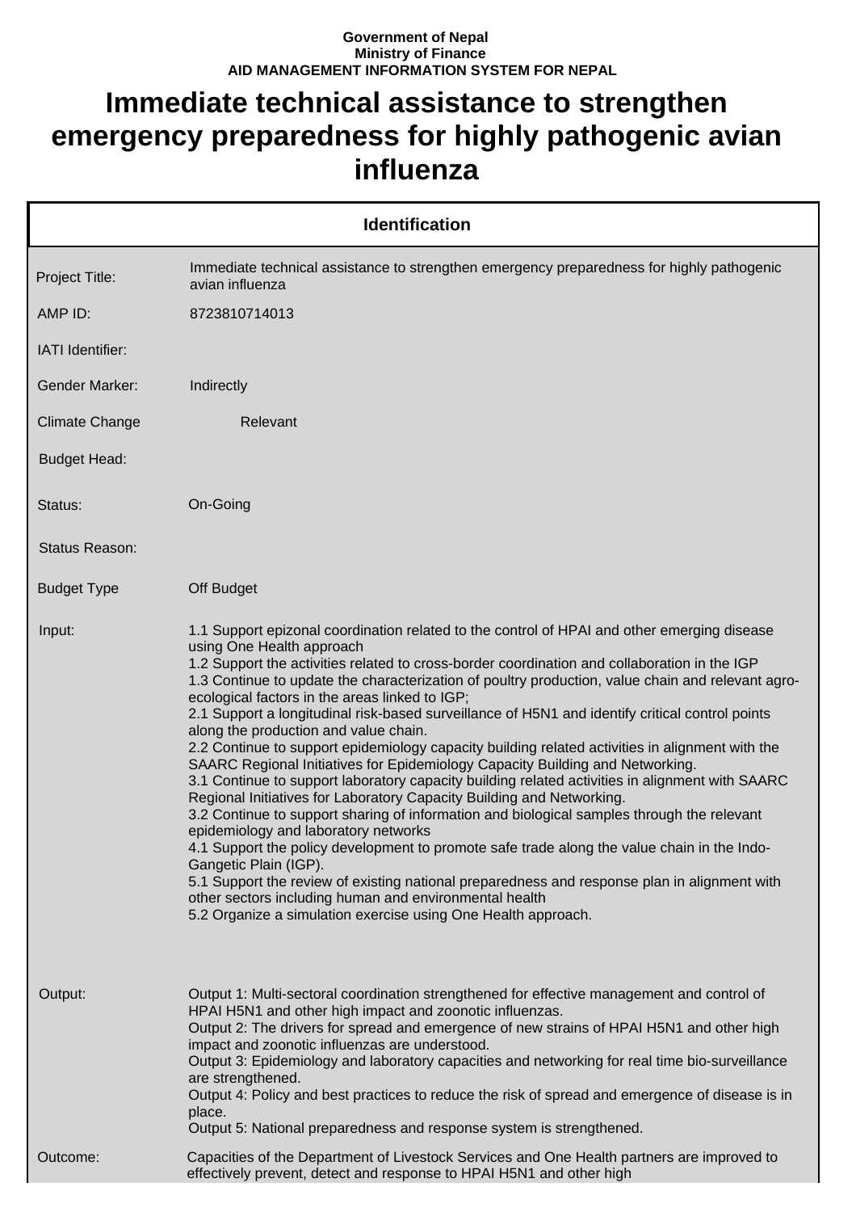**Government of Nepal**
**Ministry of Finance**
**AID MANAGEMENT INFORMATION SYSTEM FOR NEPAL**

# Immediate technical assistance to strengthen emergency preparedness for highly pathogenic avian influenza

| Identification | |
|---|---|
| Project Title: | Immediate technical assistance to strengthen emergency preparedness for highly pathogenic avian influenza |
| AMP ID: | 8723810714013 |
| IATI Identifier: | |
| Gender Marker: | Indirectly |
| Climate Change | Relevant |
| Budget Head: | |
| Status: | On-Going |
| Status Reason: | |
| Budget Type | Off Budget |
| Input: | 1.1 Support epizonal coordination related to the control of HPAI and other emerging disease using One Health approach<br>1.2 Support the activities related to cross-border coordination and collaboration in the IGP<br>1.3 Continue to update the characterization of poultry production, value chain and relevant agro-ecological factors in the areas linked to IGP;<br>2.1 Support a longitudinal risk-based surveillance of H5N1 and identify critical control points along the production and value chain.<br>2.2 Continue to support epidemiology capacity building related activities in alignment with the SAARC Regional Initiatives for Epidemiology Capacity Building and Networking.<br>3.1 Continue to support laboratory capacity building related activities in alignment with SAARC Regional Initiatives for Laboratory Capacity Building and Networking.<br>3.2 Continue to support sharing of information and biological samples through the relevant epidemiology and laboratory networks<br>4.1 Support the policy development to promote safe trade along the value chain in the Indo-Gangetic Plain (IGP).<br>5.1 Support the review of existing national preparedness and response plan in alignment with other sectors including human and environmental health<br>5.2 Organize a simulation exercise using One Health approach. |
| Output: | Output 1: Multi-sectoral coordination strengthened for effective management and control of HPAI H5N1 and other high impact and zoonotic influenzas.<br>Output 2: The drivers for spread and emergence of new strains of HPAI H5N1 and other high impact and zoonotic influenzas are understood.<br>Output 3: Epidemiology and laboratory capacities and networking for real time bio-surveillance are strengthened.<br>Output 4: Policy and best practices to reduce the risk of spread and emergence of disease is in place.<br>Output 5: National preparedness and response system is strengthened. |
| Outcome: | Capacities of the Department of Livestock Services and One Health partners are improved to effectively prevent, detect and response to HPAI H5N1 and other high |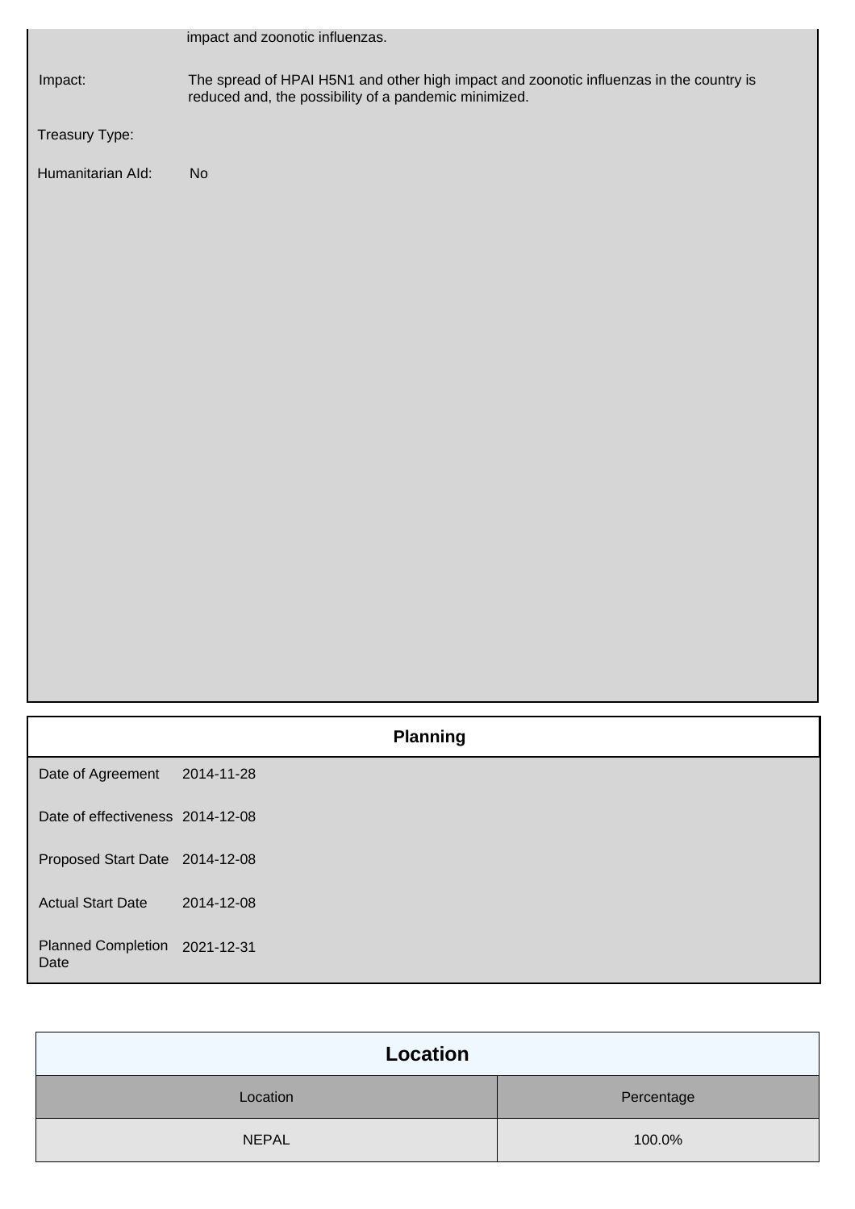impact and zoonotic influenzas.

| | |
|---|---|
| Impact: | The spread of HPAI H5N1 and other high impact and zoonotic influenzas in the country is reduced and, the possibility of a pandemic minimized. |
| Treasury Type: | |
| Humanitarian AId: | No |

## Planning

| | |
|---|---|
| Date of Agreement | 2014-11-28 |
| Date of effectiveness | 2014-12-08 |
| Proposed Start Date | 2014-12-08 |
| Actual Start Date | 2014-12-08 |
| Planned Completion Date | 2021-12-31 |

## Location

| Location | Percentage |
|---|---|
| NEPAL | 100.0% |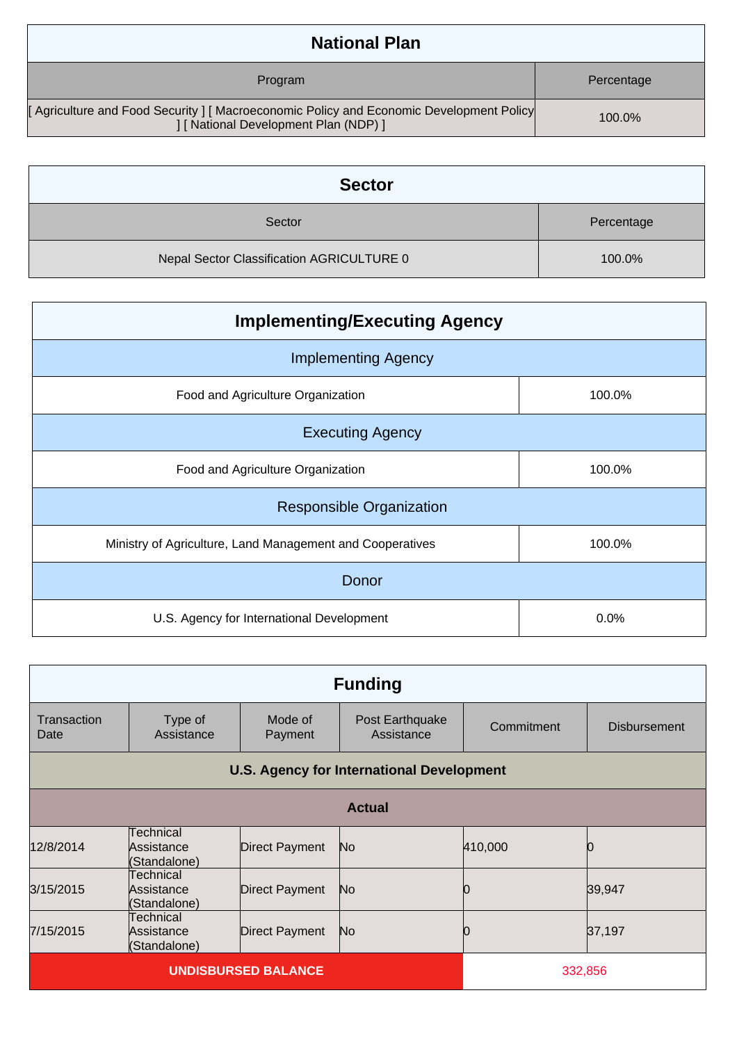## National Plan

| Program | Percentage |
|---|---|
| [ Agriculture and Food Security ] [ Macroeconomic Policy and Economic Development Policy ] [ National Development Plan (NDP) ] | 100.0% |

## Sector

| Sector | Percentage |
|---|---|
| Nepal Sector Classification AGRICULTURE 0 | 100.0% |

## Implementing/Executing Agency

| Implementing Agency | |
|---|---|
| Food and Agriculture Organization | 100.0% |
| **Executing Agency** | |
| Food and Agriculture Organization | 100.0% |
| **Responsible Organization** | |
| Ministry of Agriculture, Land Management and Cooperatives | 100.0% |
| **Donor** | |
| U.S. Agency for International Development | 0.0% |

## Funding

| Transaction Date | Type of Assistance | Mode of Payment | Post Earthquake Assistance | Commitment | Disbursement |
|---|---|---|---|---|---|
| **U.S. Agency for International Development** | | | | | |
| **Actual** | | | | | |
| 12/8/2014 | Technical Assistance (Standalone) | Direct Payment | No | 410,000 | 0 |
| 3/15/2015 | Technical Assistance (Standalone) | Direct Payment | No | 0 | 39,947 |
| 7/15/2015 | Technical Assistance (Standalone) | Direct Payment | No | 0 | 37,197 |
| **UNDISBURSED BALANCE** | | | | 332,856 | |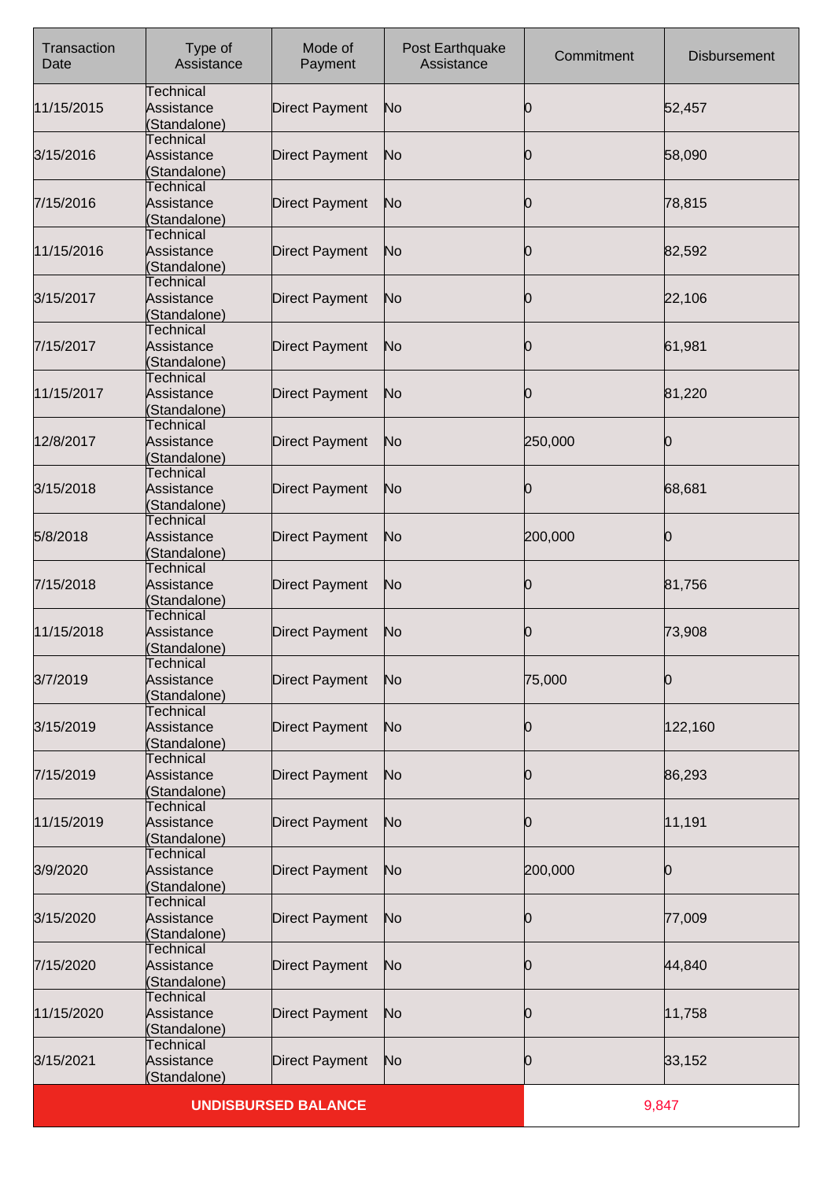| Transaction Date | Type of Assistance | Mode of Payment | Post Earthquake Assistance | Commitment | Disbursement |
|---|---|---|---|---|---|
| 11/15/2015 | Technical Assistance (Standalone) | Direct Payment | No | 0 | 52,457 |
| 3/15/2016 | Technical Assistance (Standalone) | Direct Payment | No | 0 | 58,090 |
| 7/15/2016 | Technical Assistance (Standalone) | Direct Payment | No | 0 | 78,815 |
| 11/15/2016 | Technical Assistance (Standalone) | Direct Payment | No | 0 | 82,592 |
| 3/15/2017 | Technical Assistance (Standalone) | Direct Payment | No | 0 | 22,106 |
| 7/15/2017 | Technical Assistance (Standalone) | Direct Payment | No | 0 | 61,981 |
| 11/15/2017 | Technical Assistance (Standalone) | Direct Payment | No | 0 | 81,220 |
| 12/8/2017 | Technical Assistance (Standalone) | Direct Payment | No | 250,000 | 0 |
| 3/15/2018 | Technical Assistance (Standalone) | Direct Payment | No | 0 | 68,681 |
| 5/8/2018 | Technical Assistance (Standalone) | Direct Payment | No | 200,000 | 0 |
| 7/15/2018 | Technical Assistance (Standalone) | Direct Payment | No | 0 | 81,756 |
| 11/15/2018 | Technical Assistance (Standalone) | Direct Payment | No | 0 | 73,908 |
| 3/7/2019 | Technical Assistance (Standalone) | Direct Payment | No | 75,000 | 0 |
| 3/15/2019 | Technical Assistance (Standalone) | Direct Payment | No | 0 | 122,160 |
| 7/15/2019 | Technical Assistance (Standalone) | Direct Payment | No | 0 | 86,293 |
| 11/15/2019 | Technical Assistance (Standalone) | Direct Payment | No | 0 | 11,191 |
| 3/9/2020 | Technical Assistance (Standalone) | Direct Payment | No | 200,000 | 0 |
| 3/15/2020 | Technical Assistance (Standalone) | Direct Payment | No | 0 | 77,009 |
| 7/15/2020 | Technical Assistance (Standalone) | Direct Payment | No | 0 | 44,840 |
| 11/15/2020 | Technical Assistance (Standalone) | Direct Payment | No | 0 | 11,758 |
| 3/15/2021 | Technical Assistance (Standalone) | Direct Payment | No | 0 | 33,152 |
| **UNDISBURSED BALANCE** | | | | 9,847 | |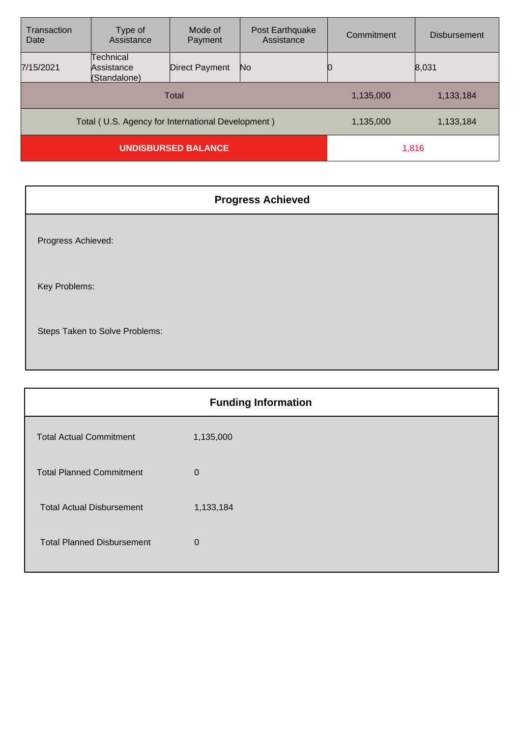| Transaction Date | Type of Assistance | Mode of Payment | Post Earthquake Assistance | Commitment | Disbursement |
|---|---|---|---|---|---|
| 7/15/2021 | Technical Assistance (Standalone) | Direct Payment | No | 0 | 8,031 |
| Total | | | | 1,135,000 | 1,133,184 |
| Total ( U.S. Agency for International Development ) | | | | 1,135,000 | 1,133,184 |
| **UNDISBURSED BALANCE** | | | | 1,816 | |

## Progress Achieved

Progress Achieved:

Key Problems:

Steps Taken to Solve Problems:

## Funding Information

| | |
|---|---|
| Total Actual Commitment | 1,135,000 |
| Total Planned Commitment | 0 |
| Total Actual Disbursement | 1,133,184 |
| Total Planned Disbursement | 0 |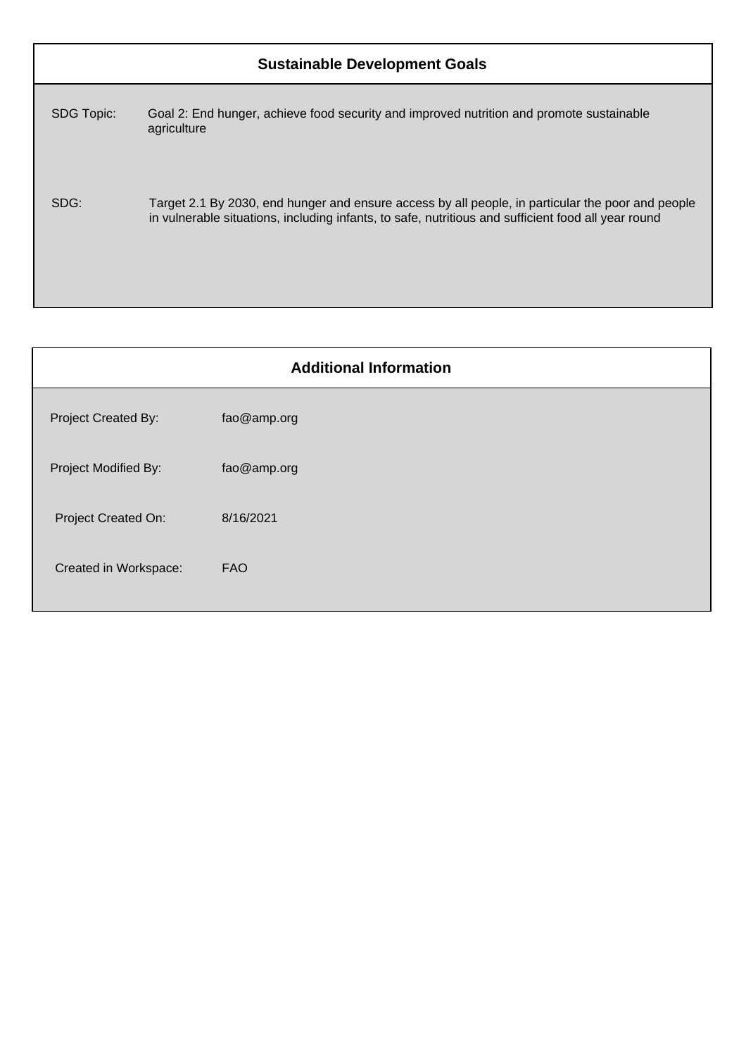## Sustainable Development Goals

| | |
|---|---|
| SDG Topic: | Goal 2: End hunger, achieve food security and improved nutrition and promote sustainable agriculture |
| SDG: | Target 2.1 By 2030, end hunger and ensure access by all people, in particular the poor and people in vulnerable situations, including infants, to safe, nutritious and sufficient food all year round |

## Additional Information

| | |
|---|---|
| Project Created By: | fao@amp.org |
| Project Modified By: | fao@amp.org |
| Project Created On: | 8/16/2021 |
| Created in Workspace: | FAO |